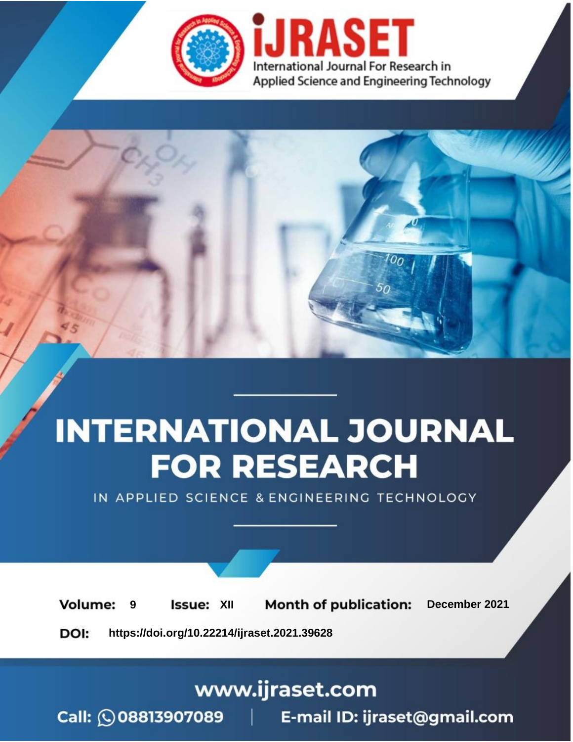# INTERNATIONAL JOURNAL FOR RESEARCH

IN APPLIED SCIENCE & ENGINEERING TECHNOLOGY

**Volume:** 9 **Issue:** XII **Month of publication:** December 2021

**DOI:** https://doi.org/10.22214/ijraset.2021.39628

www.ijraset.com

Call: 08813907089 | E-mail ID: ijraset@gmail.com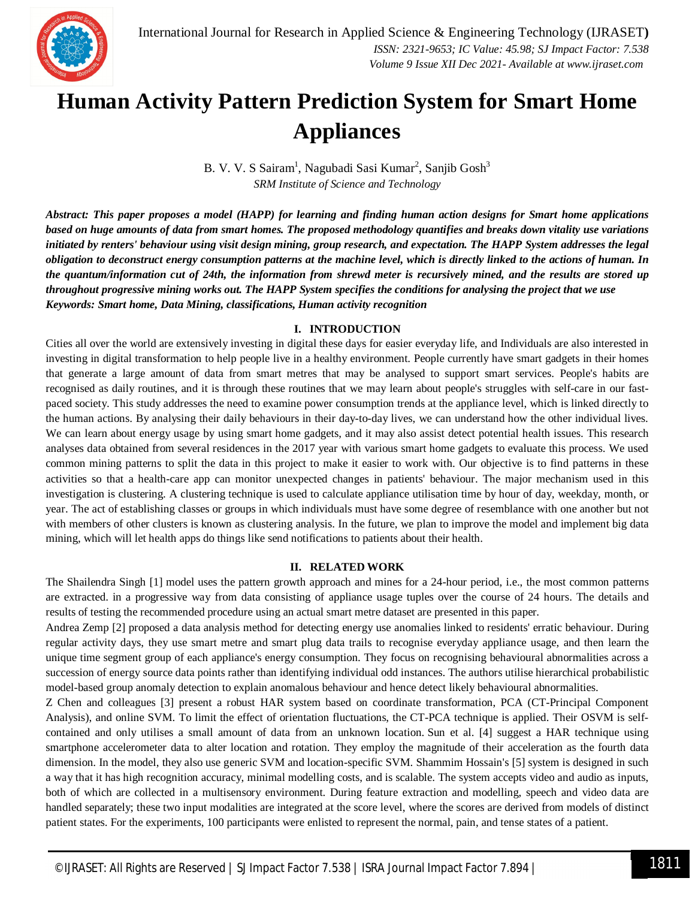# Human Activity Pattern Prediction System for Smart Home Appliances

B. V. V. S Sairam[1], Nagubadi Sasi Kumar[2], Sanjib Gosh[3]

*SRM Institute of Science and Technology*

***Abstract:** This paper proposes a model (HAPP) for learning and finding human action designs for Smart home applications based on huge amounts of data from smart homes. The proposed methodology quantifies and breaks down vitality use variations initiated by renters' behaviour using visit design mining, group research, and expectation. The HAPP System addresses the legal obligation to deconstruct energy consumption patterns at the machine level, which is directly linked to the actions of human. In the quantum/information cut of 24th, the information from shrewd meter is recursively mined, and the results are stored up throughout progressive mining works out. The HAPP System specifies the conditions for analysing the project that we use*

***Keywords:** Smart home, Data Mining, classifications, Human activity recognition*

## I. INTRODUCTION

Cities all over the world are extensively investing in digital these days for easier everyday life, and Individuals are also interested in investing in digital transformation to help people live in a healthy environment. People currently have smart gadgets in their homes that generate a large amount of data from smart metres that may be analysed to support smart services. People's habits are recognised as daily routines, and it is through these routines that we may learn about people's struggles with self-care in our fast-paced society. This study addresses the need to examine power consumption trends at the appliance level, which is linked directly to the human actions. By analysing their daily behaviours in their day-to-day lives, we can understand how the other individual lives. We can learn about energy usage by using smart home gadgets, and it may also assist detect potential health issues. This research analyses data obtained from several residences in the 2017 year with various smart home gadgets to evaluate this process. We used common mining patterns to split the data in this project to make it easier to work with. Our objective is to find patterns in these activities so that a health-care app can monitor unexpected changes in patients' behaviour. The major mechanism used in this investigation is clustering. A clustering technique is used to calculate appliance utilisation time by hour of day, weekday, month, or year. The act of establishing classes or groups in which individuals must have some degree of resemblance with one another but not with members of other clusters is known as clustering analysis. In the future, we plan to improve the model and implement big data mining, which will let health apps do things like send notifications to patients about their health.

## II. RELATED WORK

The Shailendra Singh [1] model uses the pattern growth approach and mines for a 24-hour period, i.e., the most common patterns are extracted. in a progressive way from data consisting of appliance usage tuples over the course of 24 hours. The details and results of testing the recommended procedure using an actual smart metre dataset are presented in this paper.

Andrea Zemp [2] proposed a data analysis method for detecting energy use anomalies linked to residents' erratic behaviour. During regular activity days, they use smart metre and smart plug data trails to recognise everyday appliance usage, and then learn the unique time segment group of each appliance's energy consumption. They focus on recognising behavioural abnormalities across a succession of energy source data points rather than identifying individual odd instances. The authors utilise hierarchical probabilistic model-based group anomaly detection to explain anomalous behaviour and hence detect likely behavioural abnormalities.

Z Chen and colleagues [3] present a robust HAR system based on coordinate transformation, PCA (CT-Principal Component Analysis), and online SVM. To limit the effect of orientation fluctuations, the CT-PCA technique is applied. Their OSVM is self-contained and only utilises a small amount of data from an unknown location. Sun et al. [4] suggest a HAR technique using smartphone accelerometer data to alter location and rotation. They employ the magnitude of their acceleration as the fourth data dimension. In the model, they also use generic SVM and location-specific SVM. Shammim Hossain's [5] system is designed in such a way that it has high recognition accuracy, minimal modelling costs, and is scalable. The system accepts video and audio as inputs, both of which are collected in a multisensory environment. During feature extraction and modelling, speech and video data are handled separately; these two input modalities are integrated at the score level, where the scores are derived from models of distinct patient states. For the experiments, 100 participants were enlisted to represent the normal, pain, and tense states of a patient.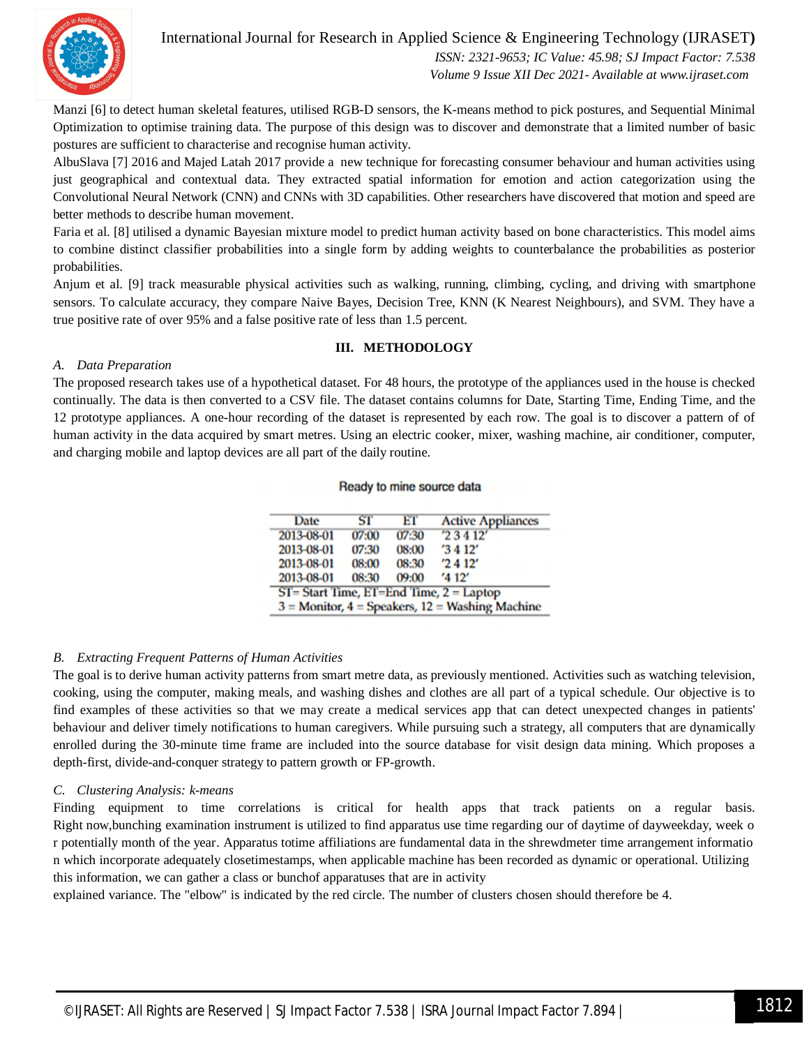Manzi [6] to detect human skeletal features, utilised RGB-D sensors, the K-means method to pick postures, and Sequential Minimal Optimization to optimise training data. The purpose of this design was to discover and demonstrate that a limited number of basic postures are sufficient to characterise and recognise human activity.

AlbuSlava [7] 2016 and Majed Latah 2017 provide a new technique for forecasting consumer behaviour and human activities using just geographical and contextual data. They extracted spatial information for emotion and action categorization using the Convolutional Neural Network (CNN) and CNNs with 3D capabilities. Other researchers have discovered that motion and speed are better methods to describe human movement.

Faria et al. [8] utilised a dynamic Bayesian mixture model to predict human activity based on bone characteristics. This model aims to combine distinct classifier probabilities into a single form by adding weights to counterbalance the probabilities as posterior probabilities.

Anjum et al. [9] track measurable physical activities such as walking, running, climbing, cycling, and driving with smartphone sensors. To calculate accuracy, they compare Naive Bayes, Decision Tree, KNN (K Nearest Neighbours), and SVM. They have a true positive rate of over 95% and a false positive rate of less than 1.5 percent.

## III. METHODOLOGY

### A. Data Preparation

The proposed research takes use of a hypothetical dataset. For 48 hours, the prototype of the appliances used in the house is checked continually. The data is then converted to a CSV file. The dataset contains columns for Date, Starting Time, Ending Time, and the 12 prototype appliances. A one-hour recording of the dataset is represented by each row. The goal is to discover a pattern of of human activity in the data acquired by smart metres. Using an electric cooker, mixer, washing machine, air conditioner, computer, and charging mobile and laptop devices are all part of the daily routine.

Ready to mine source data

| Date | ST | ET | Active Appliances |
|---|---|---|---|
| 2013-08-01 | 07:00 | 07:30 | '2 3 4 12' |
| 2013-08-01 | 07:30 | 08:00 | '3 4 12' |
| 2013-08-01 | 08:00 | 08:30 | '2 4 12' |
| 2013-08-01 | 08:30 | 09:00 | '4 12' |

ST= Start Time, ET=End Time, 2 = Laptop
3 = Monitor, 4 = Speakers, 12 = Washing Machine

### B. Extracting Frequent Patterns of Human Activities

The goal is to derive human activity patterns from smart metre data, as previously mentioned. Activities such as watching television, cooking, using the computer, making meals, and washing dishes and clothes are all part of a typical schedule. Our objective is to find examples of these activities so that we may create a medical services app that can detect unexpected changes in patients' behaviour and deliver timely notifications to human caregivers. While pursuing such a strategy, all computers that are dynamically enrolled during the 30-minute time frame are included into the source database for visit design data mining. Which proposes a depth-first, divide-and-conquer strategy to pattern growth or FP-growth.

### C. Clustering Analysis: k-means

Finding equipment to time correlations is critical for health apps that track patients on a regular basis. Right now,bunching examination instrument is utilized to find apparatus use time regarding our of daytime of dayweekday, week o r potentially month of the year. Apparatus totime affiliations are fundamental data in the shrewdmeter time arrangement informatio n which incorporate adequately closetimestamps, when applicable machine has been recorded as dynamic or operational. Utilizing this information, we can gather a class or bunchof apparatuses that are in activity

explained variance. The "elbow" is indicated by the red circle. The number of clusters chosen should therefore be 4.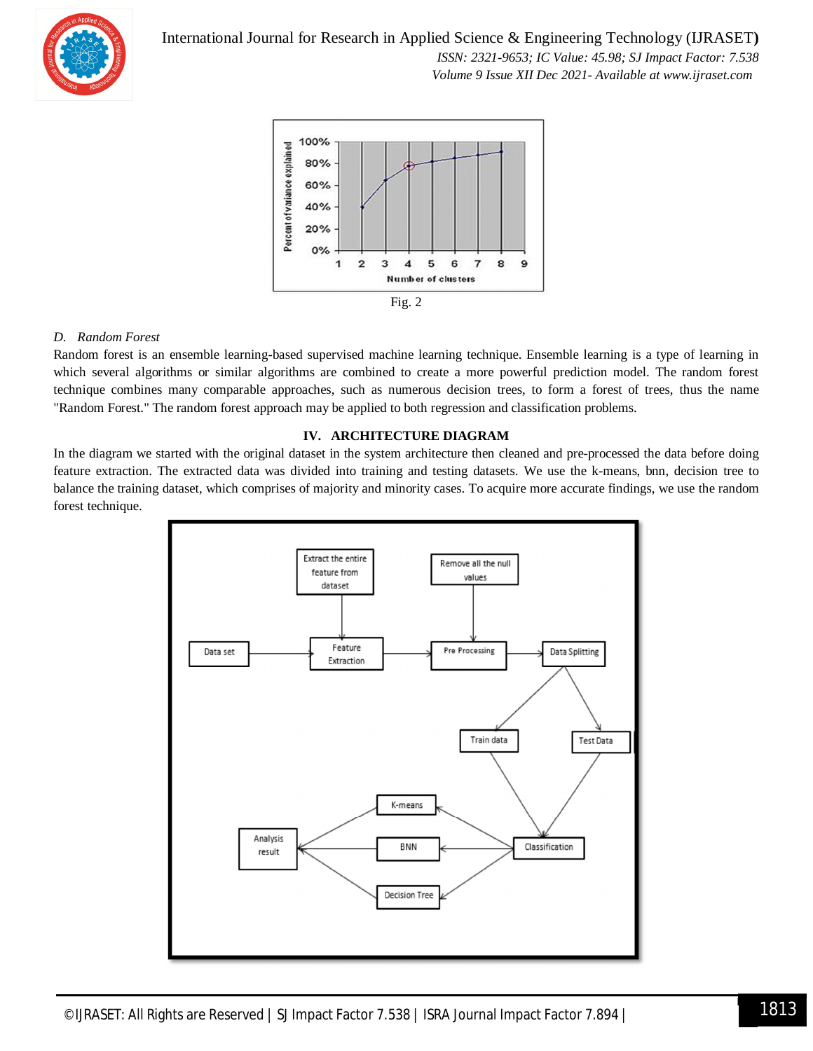Fig. 2

*D. Random Forest*

Random forest is an ensemble learning-based supervised machine learning technique. Ensemble learning is a type of learning in which several algorithms or similar algorithms are combined to create a more powerful prediction model. The random forest technique combines many comparable approaches, such as numerous decision trees, to form a forest of trees, thus the name "Random Forest." The random forest approach may be applied to both regression and classification problems.

## IV. ARCHITECTURE DIAGRAM

In the diagram we started with the original dataset in the system architecture then cleaned and pre-processed the data before doing feature extraction. The extracted data was divided into training and testing datasets. We use the k-means, bnn, decision tree to balance the training dataset, which comprises of majority and minority cases. To acquire more accurate findings, we use the random forest technique.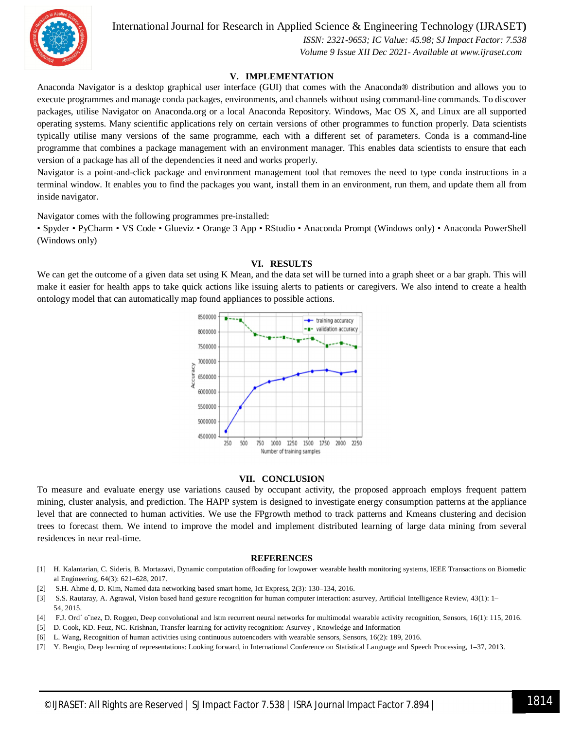## V. IMPLEMENTATION

Anaconda Navigator is a desktop graphical user interface (GUI) that comes with the Anaconda® distribution and allows you to execute programmes and manage conda packages, environments, and channels without using command-line commands. To discover packages, utilise Navigator on Anaconda.org or a local Anaconda Repository. Windows, Mac OS X, and Linux are all supported operating systems. Many scientific applications rely on certain versions of other programmes to function properly. Data scientists typically utilise many versions of the same programme, each with a different set of parameters. Conda is a command-line programme that combines a package management with an environment manager. This enables data scientists to ensure that each version of a package has all of the dependencies it need and works properly.

Navigator is a point-and-click package and environment management tool that removes the need to type conda instructions in a terminal window. It enables you to find the packages you want, install them in an environment, run them, and update them all from inside navigator.

Navigator comes with the following programmes pre-installed:

• Spyder • PyCharm • VS Code • Glueviz • Orange 3 App • RStudio • Anaconda Prompt (Windows only) • Anaconda PowerShell (Windows only)

## VI. RESULTS

We can get the outcome of a given data set using K Mean, and the data set will be turned into a graph sheet or a bar graph. This will make it easier for health apps to take quick actions like issuing alerts to patients or caregivers. We also intend to create a health ontology model that can automatically map found appliances to possible actions.

## VII. CONCLUSION

To measure and evaluate energy use variations caused by occupant activity, the proposed approach employs frequent pattern mining, cluster analysis, and prediction. The HAPP system is designed to investigate energy consumption patterns at the appliance level that are connected to human activities. We use the FPgrowth method to track patterns and Kmeans clustering and decision trees to forecast them. We intend to improve the model and implement distributed learning of large data mining from several residences in near real-time.

## REFERENCES

[1] H. Kalantarian, C. Sideris, B. Mortazavi, Dynamic computation offloading for lowpower wearable health monitoring systems, IEEE Transactions on Biomedical Engineering, 64(3): 621–628, 2017.

[2] S.H. Ahme d, D. Kim, Named data networking based smart home, Ict Express, 2(3): 130–134, 2016.

[3] S.S. Rautaray, A. Agrawal, Vision based hand gesture recognition for human computer interaction: asurvey, Artificial Intelligence Review, 43(1): 1–54, 2015.

[4] F.J. Ord´ o˜nez, D. Roggen, Deep convolutional and lstm recurrent neural networks for multimodal wearable activity recognition, Sensors, 16(1): 115, 2016.

[5] D. Cook, KD. Feuz, NC. Krishnan, Transfer learning for activity recognition: Asurvey , Knowledge and Information

[6] L. Wang, Recognition of human activities using continuous autoencoders with wearable sensors, Sensors, 16(2): 189, 2016.

[7] Y. Bengio, Deep learning of representations: Looking forward, in International Conference on Statistical Language and Speech Processing, 1–37, 2013.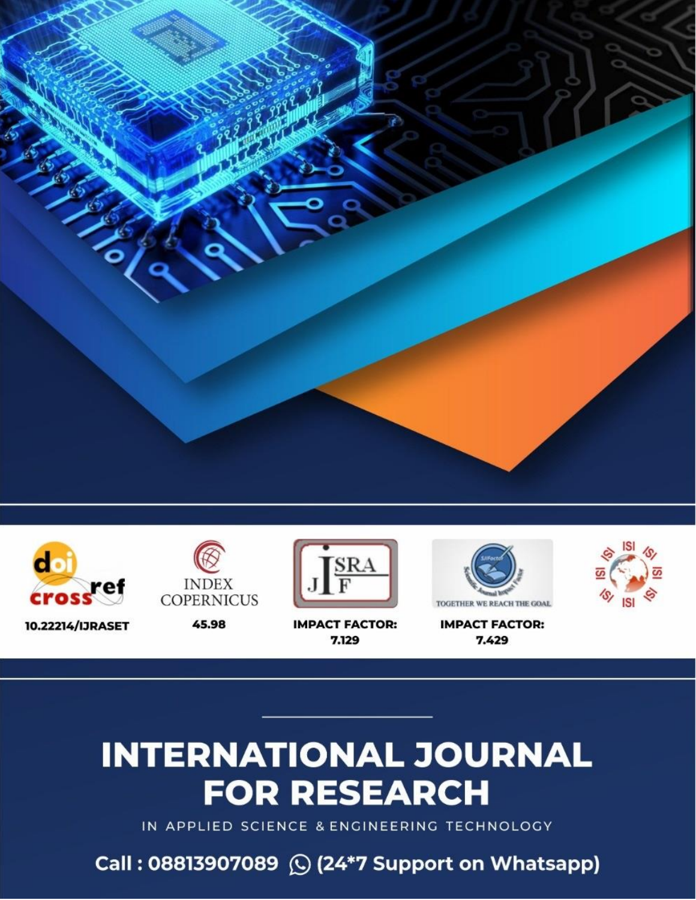10.22214/IJRASET

INDEX COPERNICUS

45.98

IMPACT FACTOR: 7.129

IMPACT FACTOR: 7.429

# INTERNATIONAL JOURNAL FOR RESEARCH

IN APPLIED SCIENCE & ENGINEERING TECHNOLOGY

Call : 08813907089 (24*7 Support on Whatsapp)